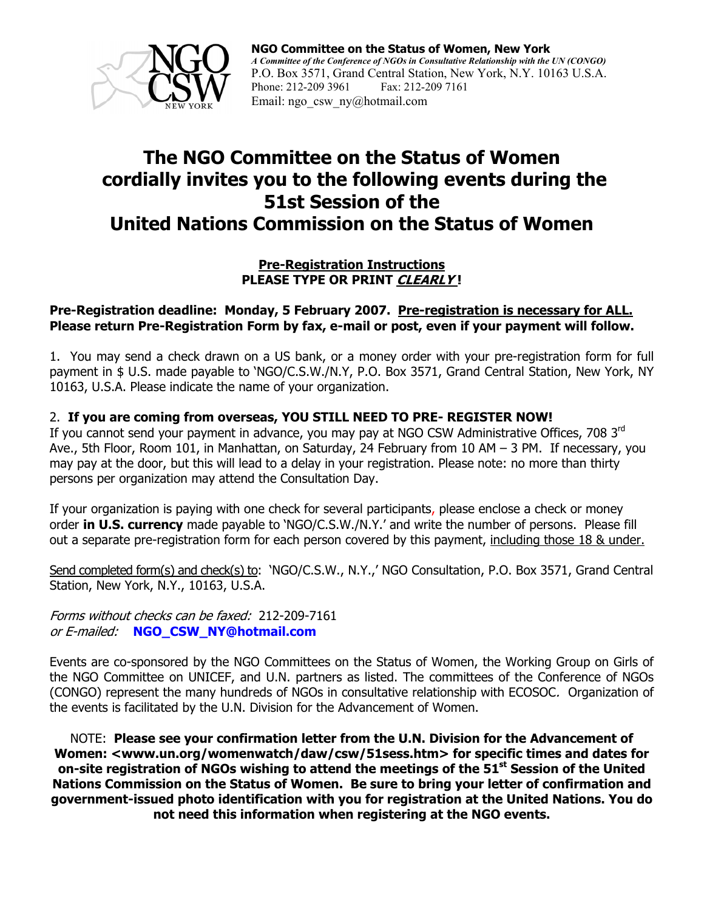**NGO Committee on the Status of Women, New York**
*A Committee of the Conference of NGOs in Consultative Relationship with the UN (CONGO)*
P.O. Box 3571, Grand Central Station, New York, N.Y. 10163 U.S.A.
Phone: 212-209 3961 Fax: 212-209 7161
Email: ngo_csw_ny@hotmail.com

# The NGO Committee on the Status of Women cordially invites you to the following events during the 51st Session of the United Nations Commission on the Status of Women

**Pre-Registration Instructions**
**PLEASE TYPE OR PRINT *CLEARLY*!**

**Pre-Registration deadline: Monday, 5 February 2007. Pre-registration is necessary for ALL. Please return Pre-Registration Form by fax, e-mail or post, even if your payment will follow.**

1. You may send a check drawn on a US bank, or a money order with your pre-registration form for full payment in $ U.S. made payable to 'NGO/C.S.W./N.Y, P.O. Box 3571, Grand Central Station, New York, NY 10163, U.S.A. Please indicate the name of your organization.

2. **If you are coming from overseas, YOU STILL NEED TO PRE- REGISTER NOW!**
If you cannot send your payment in advance, you may pay at NGO CSW Administrative Offices, 708 3rd Ave., 5th Floor, Room 101, in Manhattan, on Saturday, 24 February from 10 AM – 3 PM. If necessary, you may pay at the door, but this will lead to a delay in your registration. Please note: no more than thirty persons per organization may attend the Consultation Day.

If your organization is paying with one check for several participants, please enclose a check or money order **in U.S. currency** made payable to 'NGO/C.S.W./N.Y.' and write the number of persons. Please fill out a separate pre-registration form for each person covered by this payment, including those 18 & under.

Send completed form(s) and check(s) to: 'NGO/C.S.W., N.Y.,' NGO Consultation, P.O. Box 3571, Grand Central Station, New York, N.Y., 10163, U.S.A.

*Forms without checks can be faxed:* 212-209-7161
*or E-mailed:* **NGO_CSW_NY@hotmail.com**

Events are co-sponsored by the NGO Committees on the Status of Women, the Working Group on Girls of the NGO Committee on UNICEF, and U.N. partners as listed. The committees of the Conference of NGOs (CONGO) represent the many hundreds of NGOs in consultative relationship with ECOSOC. Organization of the events is facilitated by the U.N. Division for the Advancement of Women.

NOTE: **Please see your confirmation letter from the U.N. Division for the Advancement of Women: <www.un.org/womenwatch/daw/csw/51sess.htm> for specific times and dates for on-site registration of NGOs wishing to attend the meetings of the 51st Session of the United Nations Commission on the Status of Women. Be sure to bring your letter of confirmation and government-issued photo identification with you for registration at the United Nations. You do not need this information when registering at the NGO events.**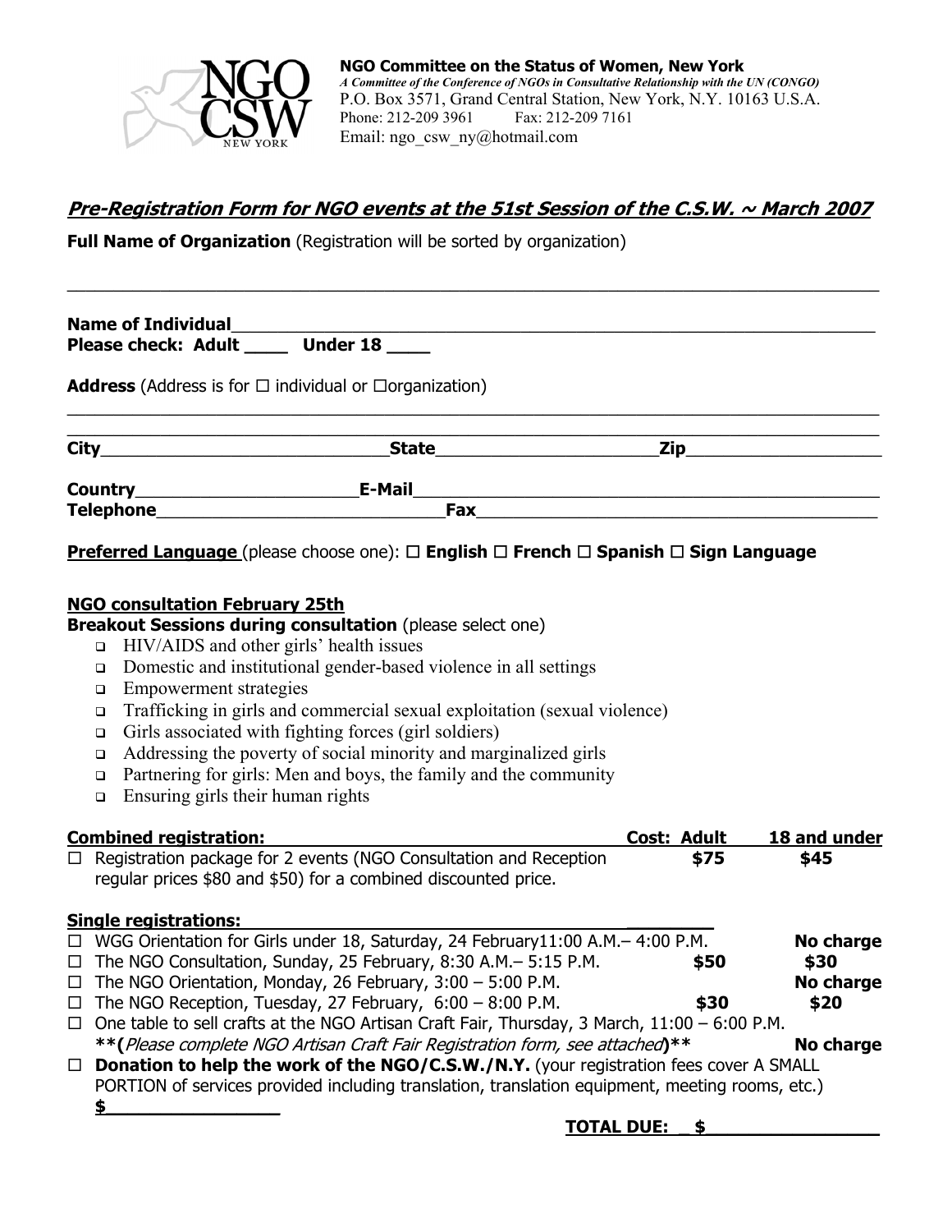**NGO Committee on the Status of Women, New York**
*A Committee of the Conference of NGOs in Consultative Relationship with the UN (CONGO)*
P.O. Box 3571, Grand Central Station, New York, N.Y. 10163 U.S.A.
Phone: 212-209 3961 Fax: 212-209 7161
Email: ngo_csw_ny@hotmail.com

## *Pre-Registration Form for NGO events at the 51st Session of the C.S.W. ~ March 2007*

**Full Name of Organization** (Registration will be sorted by organization)

\_\_\_\_\_\_\_\_\_\_\_\_\_\_\_\_\_\_\_\_\_\_\_\_\_\_\_\_\_\_\_\_\_\_\_\_\_\_\_\_\_\_\_\_\_\_\_\_\_\_\_\_\_\_\_\_\_\_\_\_\_\_\_\_\_\_\_\_\_\_\_\_

**Name of Individual**\_\_\_\_\_\_\_\_\_\_\_\_\_\_\_\_\_\_\_\_\_\_\_\_\_\_\_\_\_\_\_\_\_\_\_\_\_\_\_\_\_\_\_\_\_\_\_\_\_\_\_\_\_\_
**Please check: Adult \_\_\_\_ Under 18 \_\_\_\_**

**Address** (Address is for ☐ individual or ☐organization)

\_\_\_\_\_\_\_\_\_\_\_\_\_\_\_\_\_\_\_\_\_\_\_\_\_\_\_\_\_\_\_\_\_\_\_\_\_\_\_\_\_\_\_\_\_\_\_\_\_\_\_\_\_\_\_\_\_\_\_\_\_\_\_\_\_\_\_\_\_\_\_\_
\_\_\_\_\_\_\_\_\_\_\_\_\_\_\_\_\_\_\_\_\_\_\_\_\_\_\_\_\_\_\_\_\_\_\_\_\_\_\_\_\_\_\_\_\_\_\_\_\_\_\_\_\_\_\_\_\_\_\_\_\_\_\_\_\_\_\_\_\_\_\_\_

**City**\_\_\_\_\_\_\_\_\_\_\_\_\_\_\_\_\_\_\_\_\_\_\_\_\_\_**State**\_\_\_\_\_\_\_\_\_\_\_\_\_\_\_\_\_\_\_\_\_**Zip**\_\_\_\_\_\_\_\_\_\_\_\_\_\_\_\_\_\_

**Country**\_\_\_\_\_\_\_\_\_\_\_\_\_\_\_\_\_\_\_\_**E-Mail**\_\_\_\_\_\_\_\_\_\_\_\_\_\_\_\_\_\_\_\_\_\_\_\_\_\_\_\_\_\_\_\_\_\_\_\_\_\_\_\_\_\_
**Telephone**\_\_\_\_\_\_\_\_\_\_\_\_\_\_\_\_\_\_\_\_\_\_\_\_\_\_\_**Fax**\_\_\_\_\_\_\_\_\_\_\_\_\_\_\_\_\_\_\_\_\_\_\_\_\_\_\_\_\_\_\_\_\_\_\_\_\_\_

**Preferred Language** (please choose one): ☐ **English** ☐ **French** ☐ **Spanish** ☐ **Sign Language**

**NGO consultation February 25th**
**Breakout Sessions during consultation** (please select one)

- ☐ HIV/AIDS and other girls' health issues
- ☐ Domestic and institutional gender-based violence in all settings
- ☐ Empowerment strategies
- ☐ Trafficking in girls and commercial sexual exploitation (sexual violence)
- ☐ Girls associated with fighting forces (girl soldiers)
- ☐ Addressing the poverty of social minority and marginalized girls
- ☐ Partnering for girls: Men and boys, the family and the community
- ☐ Ensuring girls their human rights

| **Combined registration:** | **Cost: Adult** | **18 and under** |
|---|---|---|
| ☐ Registration package for 2 events (NGO Consultation and Reception regular prices $80 and $50) for a combined discounted price. | **$75** | **$45** |
| **Single registrations:** | | |
| ☐ WGG Orientation for Girls under 18, Saturday, 24 February11:00 A.M.– 4:00 P.M. | | **No charge** |
| ☐ The NGO Consultation, Sunday, 25 February, 8:30 A.M.– 5:15 P.M. | **$50** | **$30** |
| ☐ The NGO Orientation, Monday, 26 February, 3:00 – 5:00 P.M. | | **No charge** |
| ☐ The NGO Reception, Tuesday, 27 February, 6:00 – 8:00 P.M. | **$30** | **$20** |
| ☐ One table to sell crafts at the NGO Artisan Craft Fair, Thursday, 3 March, 11:00 – 6:00 P.M. **(*Please complete NGO Artisan Craft Fair Registration form, see attached*)** | | **No charge** |
| ☐ **Donation to help the work of the NGO/C.S.W./N.Y.** (your registration fees cover A SMALL PORTION of services provided including translation, translation equipment, meeting rooms, etc.) **$**\_\_\_\_\_\_\_\_\_\_\_\_\_\_\_\_ | | |

**TOTAL DUE: $**\_\_\_\_\_\_\_\_\_\_\_\_\_\_\_\_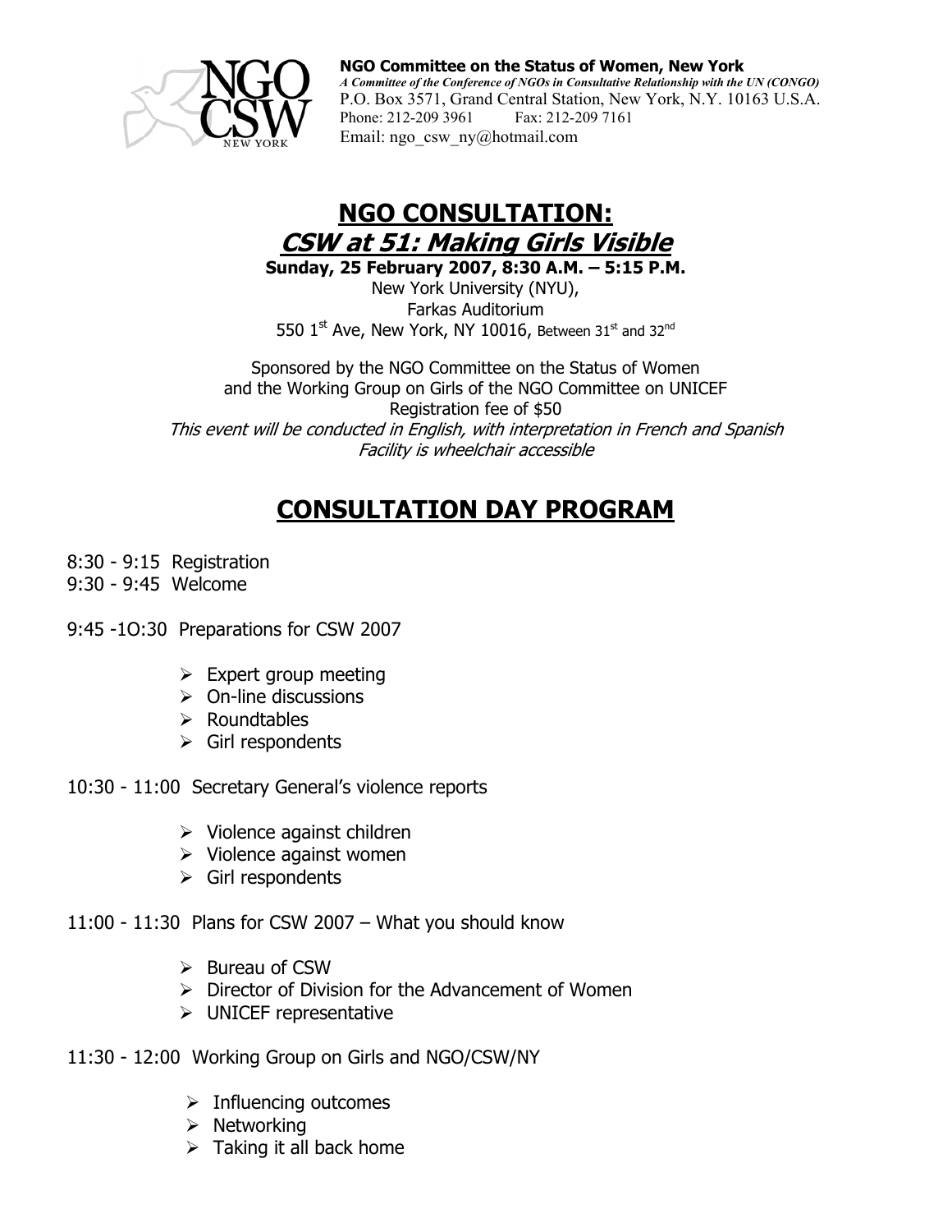**NGO Committee on the Status of Women, New York**
*A Committee of the Conference of NGOs in Consultative Relationship with the UN (CONGO)*
P.O. Box 3571, Grand Central Station, New York, N.Y. 10163 U.S.A.
Phone: 212-209 3961 Fax: 212-209 7161
Email: ngo_csw_ny@hotmail.com

# NGO CONSULTATION:

## *CSW at 51: Making Girls Visible*

**Sunday, 25 February 2007, 8:30 A.M. – 5:15 P.M.**
New York University (NYU),
Farkas Auditorium
550 1st Ave, New York, NY 10016, Between 31st and 32nd

Sponsored by the NGO Committee on the Status of Women
and the Working Group on Girls of the NGO Committee on UNICEF
Registration fee of $50
*This event will be conducted in English, with interpretation in French and Spanish*
*Facility is wheelchair accessible*

# CONSULTATION DAY PROGRAM

8:30 - 9:15 Registration
9:30 - 9:45 Welcome

9:45 -1O:30 Preparations for CSW 2007

- Expert group meeting
- On-line discussions
- Roundtables
- Girl respondents

10:30 - 11:00 Secretary General's violence reports

- Violence against children
- Violence against women
- Girl respondents

11:00 - 11:30 Plans for CSW 2007 – What you should know

- Bureau of CSW
- Director of Division for the Advancement of Women
- UNICEF representative

11:30 - 12:00 Working Group on Girls and NGO/CSW/NY

- Influencing outcomes
- Networking
- Taking it all back home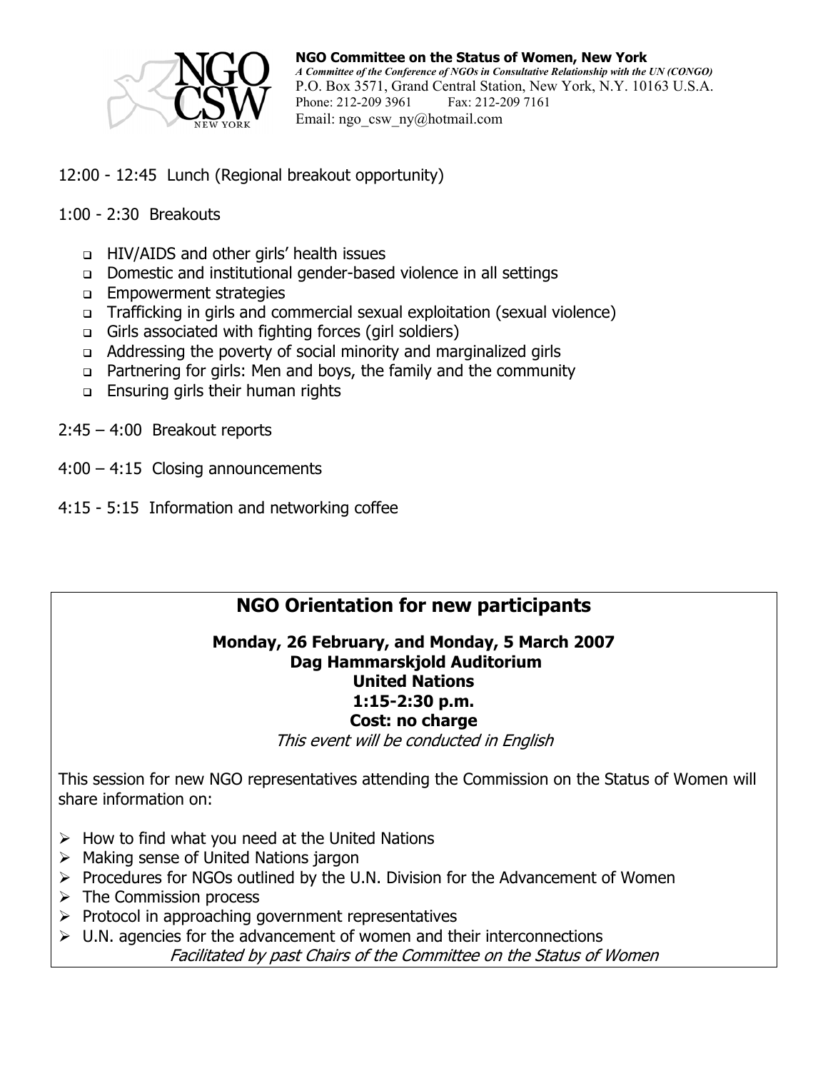**NGO Committee on the Status of Women, New York**
*A Committee of the Conference of NGOs in Consultative Relationship with the UN (CONGO)*
P.O. Box 3571, Grand Central Station, New York, N.Y. 10163 U.S.A.
Phone: 212-209 3961 Fax: 212-209 7161
Email: ngo_csw_ny@hotmail.com

12:00 - 12:45 Lunch (Regional breakout opportunity)

1:00 - 2:30 Breakouts

- HIV/AIDS and other girls' health issues
- Domestic and institutional gender-based violence in all settings
- Empowerment strategies
- Trafficking in girls and commercial sexual exploitation (sexual violence)
- Girls associated with fighting forces (girl soldiers)
- Addressing the poverty of social minority and marginalized girls
- Partnering for girls: Men and boys, the family and the community
- Ensuring girls their human rights

2:45 – 4:00 Breakout reports

4:00 – 4:15 Closing announcements

4:15 - 5:15 Information and networking coffee

## NGO Orientation for new participants

**Monday, 26 February, and Monday, 5 March 2007**
**Dag Hammarskjold Auditorium**
**United Nations**
**1:15-2:30 p.m.**
**Cost: no charge**
*This event will be conducted in English*

This session for new NGO representatives attending the Commission on the Status of Women will share information on:

- How to find what you need at the United Nations
- Making sense of United Nations jargon
- Procedures for NGOs outlined by the U.N. Division for the Advancement of Women
- The Commission process
- Protocol in approaching government representatives
- U.N. agencies for the advancement of women and their interconnections

*Facilitated by past Chairs of the Committee on the Status of Women*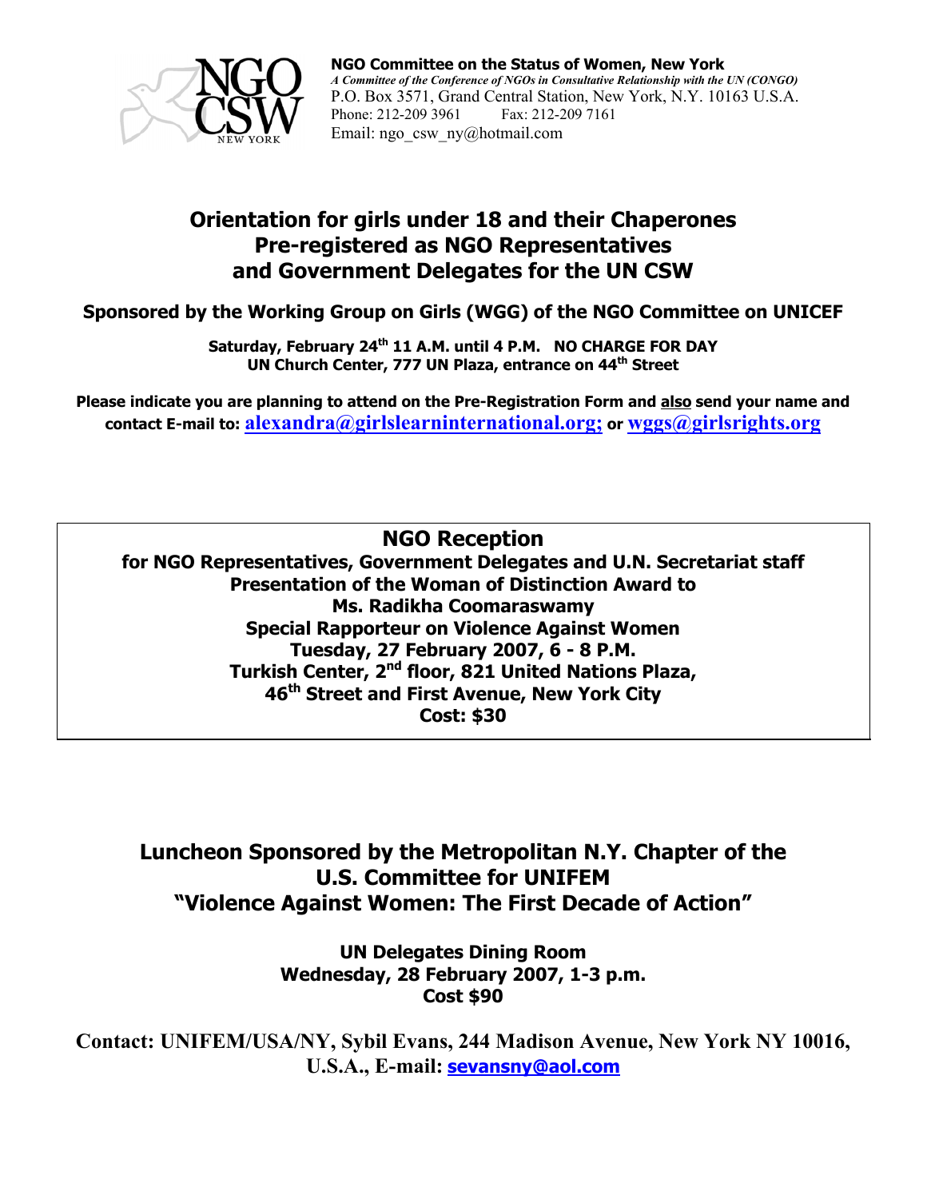**NGO Committee on the Status of Women, New York**
*A Committee of the Conference of NGOs in Consultative Relationship with the UN (CONGO)*
P.O. Box 3571, Grand Central Station, New York, N.Y. 10163 U.S.A.
Phone: 212-209 3961 Fax: 212-209 7161
Email: ngo_csw_ny@hotmail.com

## Orientation for girls under 18 and their Chaperones Pre-registered as NGO Representatives and Government Delegates for the UN CSW

### Sponsored by the Working Group on Girls (WGG) of the NGO Committee on UNICEF

**Saturday, February 24th 11 A.M. until 4 P.M. NO CHARGE FOR DAY**
**UN Church Center, 777 UN Plaza, entrance on 44th Street**

**Please indicate you are planning to attend on the Pre-Registration Form and also send your name and contact E-mail to: alexandra@girlslearninternational.org; or wggs@girlsrights.org**

## NGO Reception

**for NGO Representatives, Government Delegates and U.N. Secretariat staff**
**Presentation of the Woman of Distinction Award to**
**Ms. Radikha Coomaraswamy**
**Special Rapporteur on Violence Against Women**
**Tuesday, 27 February 2007, 6 - 8 P.M.**
**Turkish Center, 2nd floor, 821 United Nations Plaza,**
**46th Street and First Avenue, New York City**
**Cost: $30**

## Luncheon Sponsored by the Metropolitan N.Y. Chapter of the U.S. Committee for UNIFEM "Violence Against Women: The First Decade of Action"

**UN Delegates Dining Room**
**Wednesday, 28 February 2007, 1-3 p.m.**
**Cost $90**

**Contact: UNIFEM/USA/NY, Sybil Evans, 244 Madison Avenue, New York NY 10016, U.S.A., E-mail: sevansny@aol.com**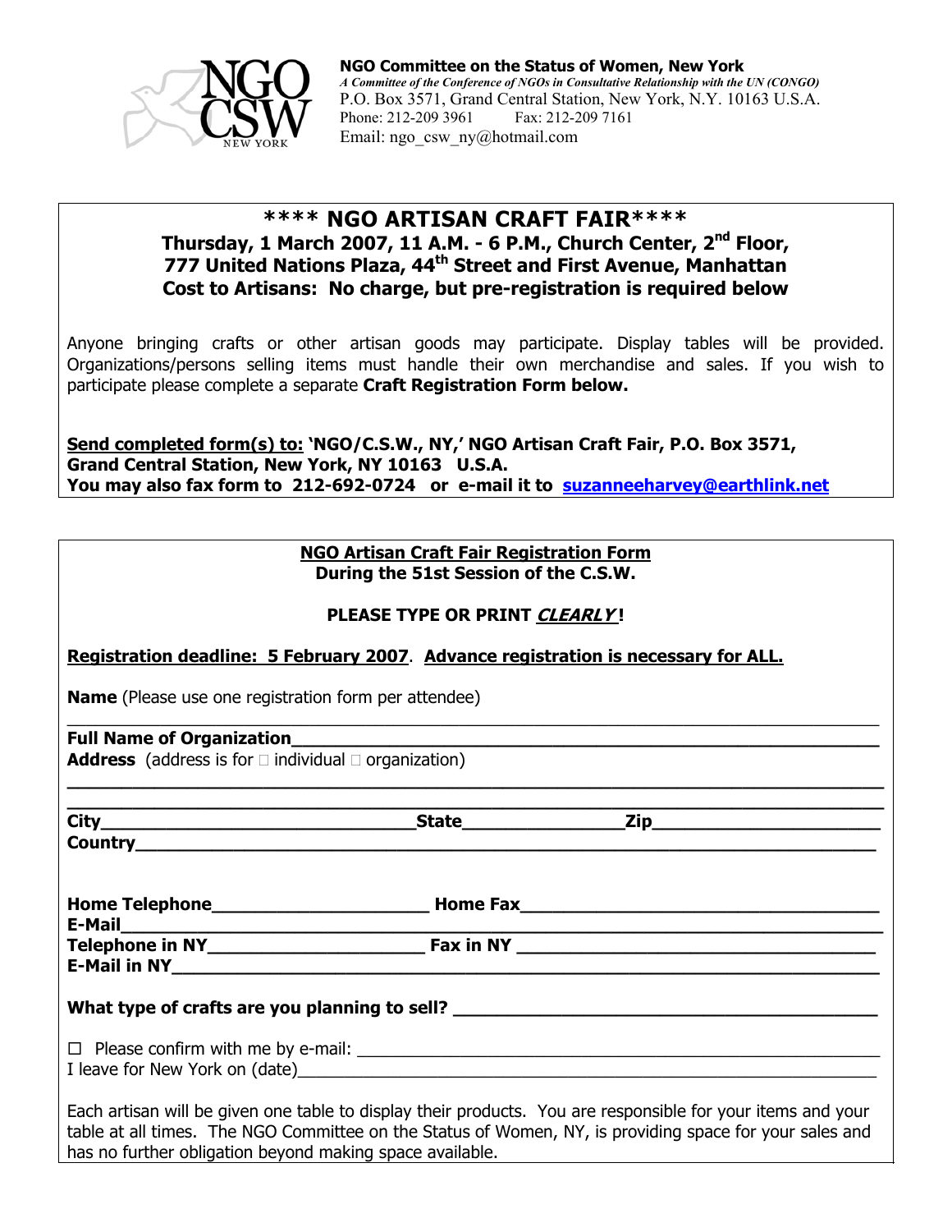**NGO Committee on the Status of Women, New York**
*A Committee of the Conference of NGOs in Consultative Relationship with the UN (CONGO)*
P.O. Box 3571, Grand Central Station, New York, N.Y. 10163 U.S.A.
Phone: 212-209 3961 Fax: 212-209 7161
Email: ngo_csw_ny@hotmail.com

## **** NGO ARTISAN CRAFT FAIR****

**Thursday, 1 March 2007, 11 A.M. - 6 P.M., Church Center, 2nd Floor, 777 United Nations Plaza, 44th Street and First Avenue, Manhattan**
**Cost to Artisans: No charge, but pre-registration is required below**

Anyone bringing crafts or other artisan goods may participate. Display tables will be provided. Organizations/persons selling items must handle their own merchandise and sales. If you wish to participate please complete a separate **Craft Registration Form below.**

**Send completed form(s) to:** **'NGO/C.S.W., NY,' NGO Artisan Craft Fair, P.O. Box 3571, Grand Central Station, New York, NY 10163 U.S.A.**
**You may also fax form to 212-692-0724 or e-mail it to suzanneeharvey@earthlink.net**

---

**NGO Artisan Craft Fair Registration Form**
**During the 51st Session of the C.S.W.**

**PLEASE TYPE OR PRINT *CLEARLY*!**

**Registration deadline: 5 February 2007**. **Advance registration is necessary for ALL.**

**Name** (Please use one registration form per attendee)

______________________________________________________________________

**Full Name of Organization**______________________________________________________

**Address** (address is for ☐ individual ☐ organization)

______________________________________________________________________

______________________________________________________________________

**City**______________________________ **State**_______________ **Zip**____________________

**Country**__________________________________________________________________

**Home Telephone**____________________ **Home Fax**______________________________

**E-Mail**____________________________________________________________________

**Telephone in NY**____________________ **Fax in NY** ______________________________

**E-Mail in NY**_______________________________________________________________

**What type of crafts are you planning to sell?** ________________________________________

☐ Please confirm with me by e-mail: ______________________________________________

I leave for New York on (date)____________________________________________________

Each artisan will be given one table to display their products. You are responsible for your items and your table at all times. The NGO Committee on the Status of Women, NY, is providing space for your sales and has no further obligation beyond making space available.